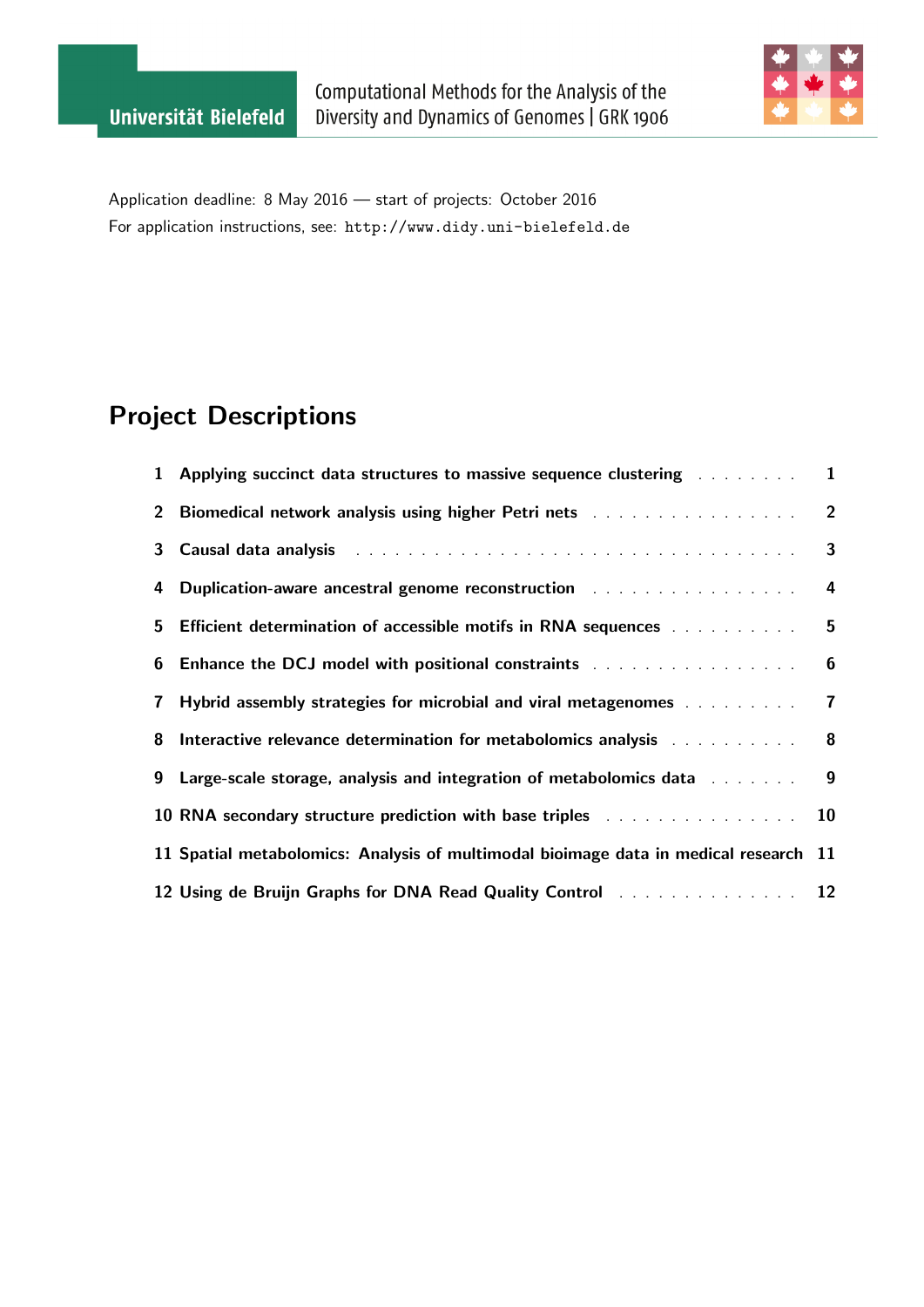Universität Bielefeld

Computational Methods for the Analysis of the Diversity and Dynamics of Genomes | GRK 1906

Application deadline: 8 May 2016 — start of projects: October 2016

For application instructions, see: http://www.didy.uni-bielefeld.de

# Project Descriptions

1 **Applying succinct data structures to massive sequence clustering** . . . . . . . . 1

2 **Biomedical network analysis using higher Petri nets** . . . . . . . . . . . . . . . . 2

3 **Causal data analysis** . . . . . . . . . . . . . . . . . . . . . . . . . . . . . . . . 3

4 **Duplication-aware ancestral genome reconstruction** . . . . . . . . . . . . . . . . 4

5 **Efficient determination of accessible motifs in RNA sequences** . . . . . . . . . . 5

6 **Enhance the DCJ model with positional constraints** . . . . . . . . . . . . . . . . 6

7 **Hybrid assembly strategies for microbial and viral metagenomes** . . . . . . . . . 7

8 **Interactive relevance determination for metabolomics analysis** . . . . . . . . . . 8

9 **Large-scale storage, analysis and integration of metabolomics data** . . . . . . . 9

10 **RNA secondary structure prediction with base triples** . . . . . . . . . . . . . . . 10

11 **Spatial metabolomics: Analysis of multimodal bioimage data in medical research** 11

12 **Using de Bruijn Graphs for DNA Read Quality Control** . . . . . . . . . . . . . . 12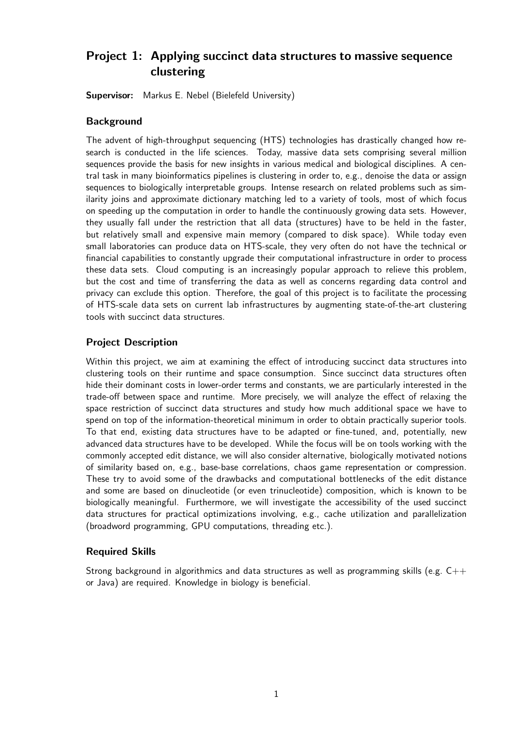## Project 1: Applying succinct data structures to massive sequence clustering

**Supervisor:** Markus E. Nebel (Bielefeld University)

### Background

The advent of high-throughput sequencing (HTS) technologies has drastically changed how research is conducted in the life sciences. Today, massive data sets comprising several million sequences provide the basis for new insights in various medical and biological disciplines. A central task in many bioinformatics pipelines is clustering in order to, e.g., denoise the data or assign sequences to biologically interpretable groups. Intense research on related problems such as similarity joins and approximate dictionary matching led to a variety of tools, most of which focus on speeding up the computation in order to handle the continuously growing data sets. However, they usually fall under the restriction that all data (structures) have to be held in the faster, but relatively small and expensive main memory (compared to disk space). While today even small laboratories can produce data on HTS-scale, they very often do not have the technical or financial capabilities to constantly upgrade their computational infrastructure in order to process these data sets. Cloud computing is an increasingly popular approach to relieve this problem, but the cost and time of transferring the data as well as concerns regarding data control and privacy can exclude this option. Therefore, the goal of this project is to facilitate the processing of HTS-scale data sets on current lab infrastructures by augmenting state-of-the-art clustering tools with succinct data structures.

### Project Description

Within this project, we aim at examining the effect of introducing succinct data structures into clustering tools on their runtime and space consumption. Since succinct data structures often hide their dominant costs in lower-order terms and constants, we are particularly interested in the trade-off between space and runtime. More precisely, we will analyze the effect of relaxing the space restriction of succinct data structures and study how much additional space we have to spend on top of the information-theoretical minimum in order to obtain practically superior tools. To that end, existing data structures have to be adapted or fine-tuned, and, potentially, new advanced data structures have to be developed. While the focus will be on tools working with the commonly accepted edit distance, we will also consider alternative, biologically motivated notions of similarity based on, e.g., base-base correlations, chaos game representation or compression. These try to avoid some of the drawbacks and computational bottlenecks of the edit distance and some are based on dinucleotide (or even trinucleotide) composition, which is known to be biologically meaningful. Furthermore, we will investigate the accessibility of the used succinct data structures for practical optimizations involving, e.g., cache utilization and parallelization (broadword programming, GPU computations, threading etc.).

### Required Skills

Strong background in algorithmics and data structures as well as programming skills (e.g. C++ or Java) are required. Knowledge in biology is beneficial.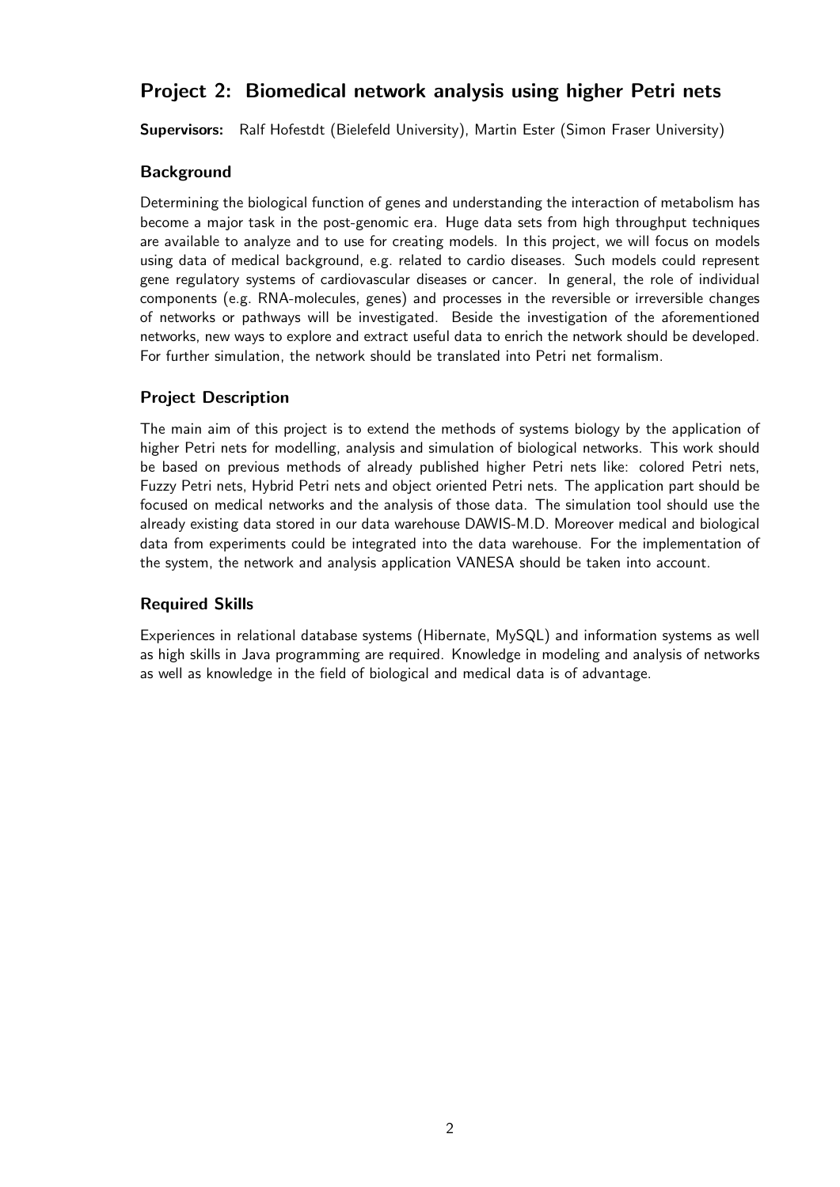## Project 2: Biomedical network analysis using higher Petri nets

**Supervisors:** Ralf Hofestdt (Bielefeld University), Martin Ester (Simon Fraser University)

### Background

Determining the biological function of genes and understanding the interaction of metabolism has become a major task in the post-genomic era. Huge data sets from high throughput techniques are available to analyze and to use for creating models. In this project, we will focus on models using data of medical background, e.g. related to cardio diseases. Such models could represent gene regulatory systems of cardiovascular diseases or cancer. In general, the role of individual components (e.g. RNA-molecules, genes) and processes in the reversible or irreversible changes of networks or pathways will be investigated. Beside the investigation of the aforementioned networks, new ways to explore and extract useful data to enrich the network should be developed. For further simulation, the network should be translated into Petri net formalism.

### Project Description

The main aim of this project is to extend the methods of systems biology by the application of higher Petri nets for modelling, analysis and simulation of biological networks. This work should be based on previous methods of already published higher Petri nets like: colored Petri nets, Fuzzy Petri nets, Hybrid Petri nets and object oriented Petri nets. The application part should be focused on medical networks and the analysis of those data. The simulation tool should use the already existing data stored in our data warehouse DAWIS-M.D. Moreover medical and biological data from experiments could be integrated into the data warehouse. For the implementation of the system, the network and analysis application VANESA should be taken into account.

### Required Skills

Experiences in relational database systems (Hibernate, MySQL) and information systems as well as high skills in Java programming are required. Knowledge in modeling and analysis of networks as well as knowledge in the field of biological and medical data is of advantage.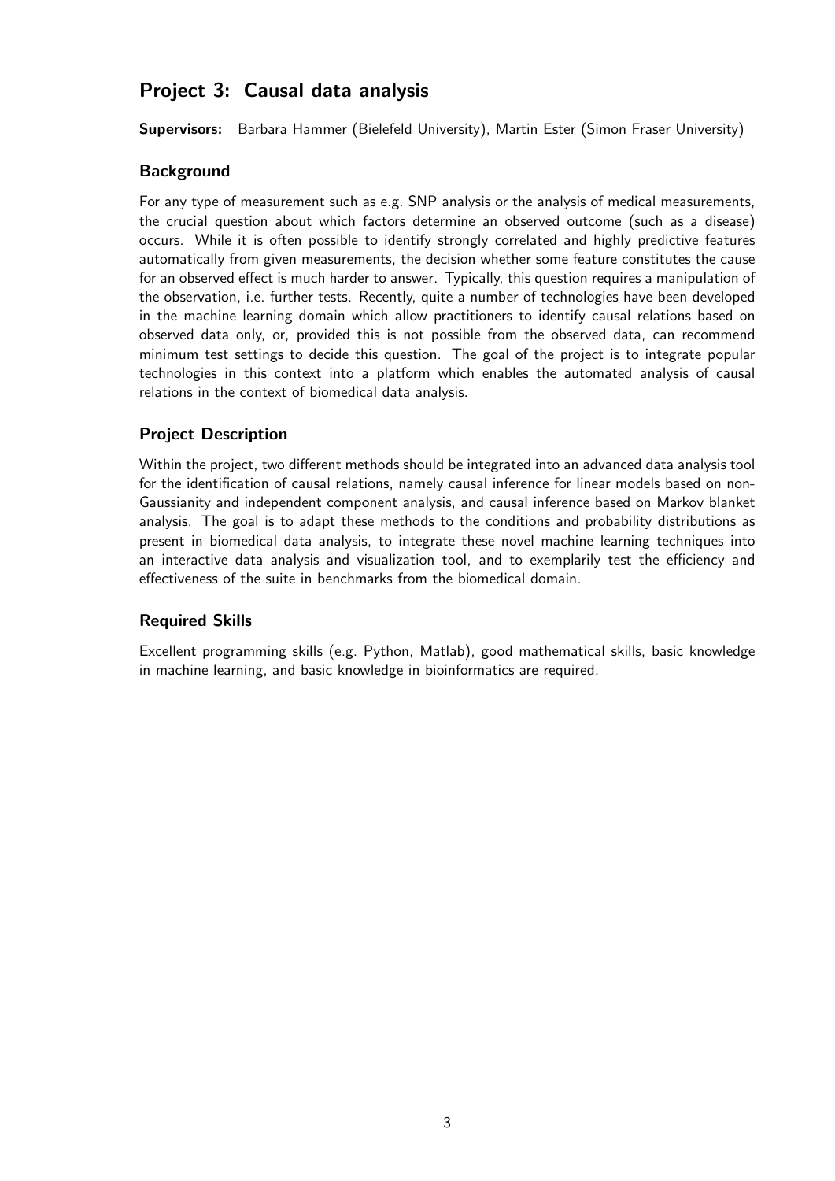## Project 3: Causal data analysis

**Supervisors:** Barbara Hammer (Bielefeld University), Martin Ester (Simon Fraser University)

### Background

For any type of measurement such as e.g. SNP analysis or the analysis of medical measurements, the crucial question about which factors determine an observed outcome (such as a disease) occurs. While it is often possible to identify strongly correlated and highly predictive features automatically from given measurements, the decision whether some feature constitutes the cause for an observed effect is much harder to answer. Typically, this question requires a manipulation of the observation, i.e. further tests. Recently, quite a number of technologies have been developed in the machine learning domain which allow practitioners to identify causal relations based on observed data only, or, provided this is not possible from the observed data, can recommend minimum test settings to decide this question. The goal of the project is to integrate popular technologies in this context into a platform which enables the automated analysis of causal relations in the context of biomedical data analysis.

### Project Description

Within the project, two different methods should be integrated into an advanced data analysis tool for the identification of causal relations, namely causal inference for linear models based on non-Gaussianity and independent component analysis, and causal inference based on Markov blanket analysis. The goal is to adapt these methods to the conditions and probability distributions as present in biomedical data analysis, to integrate these novel machine learning techniques into an interactive data analysis and visualization tool, and to exemplarily test the efficiency and effectiveness of the suite in benchmarks from the biomedical domain.

### Required Skills

Excellent programming skills (e.g. Python, Matlab), good mathematical skills, basic knowledge in machine learning, and basic knowledge in bioinformatics are required.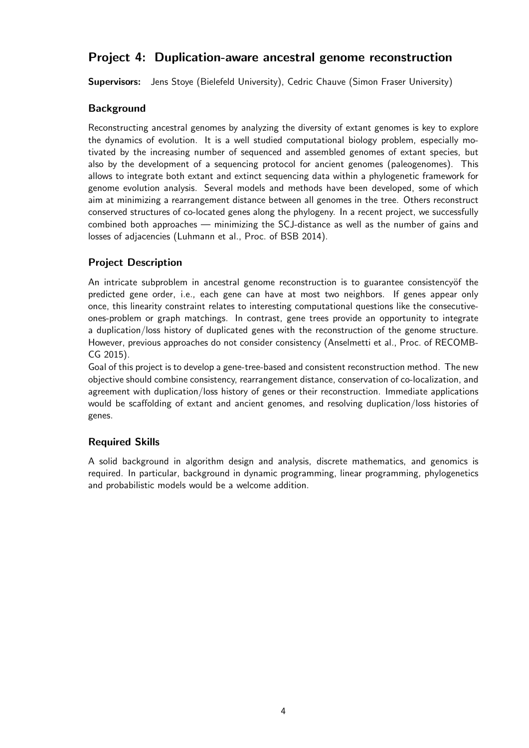## Project 4: Duplication-aware ancestral genome reconstruction

**Supervisors:** Jens Stoye (Bielefeld University), Cedric Chauve (Simon Fraser University)

### Background

Reconstructing ancestral genomes by analyzing the diversity of extant genomes is key to explore the dynamics of evolution. It is a well studied computational biology problem, especially motivated by the increasing number of sequenced and assembled genomes of extant species, but also by the development of a sequencing protocol for ancient genomes (paleogenomes). This allows to integrate both extant and extinct sequencing data within a phylogenetic framework for genome evolution analysis. Several models and methods have been developed, some of which aim at minimizing a rearrangement distance between all genomes in the tree. Others reconstruct conserved structures of co-located genes along the phylogeny. In a recent project, we successfully combined both approaches — minimizing the SCJ-distance as well as the number of gains and losses of adjacencies (Luhmann et al., Proc. of BSB 2014).

### Project Description

An intricate subproblem in ancestral genome reconstruction is to guarantee consistencyöf the predicted gene order, i.e., each gene can have at most two neighbors. If genes appear only once, this linearity constraint relates to interesting computational questions like the consecutive-ones-problem or graph matchings. In contrast, gene trees provide an opportunity to integrate a duplication/loss history of duplicated genes with the reconstruction of the genome structure. However, previous approaches do not consider consistency (Anselmetti et al., Proc. of RECOMB-CG 2015).

Goal of this project is to develop a gene-tree-based and consistent reconstruction method. The new objective should combine consistency, rearrangement distance, conservation of co-localization, and agreement with duplication/loss history of genes or their reconstruction. Immediate applications would be scaffolding of extant and ancient genomes, and resolving duplication/loss histories of genes.

### Required Skills

A solid background in algorithm design and analysis, discrete mathematics, and genomics is required. In particular, background in dynamic programming, linear programming, phylogenetics and probabilistic models would be a welcome addition.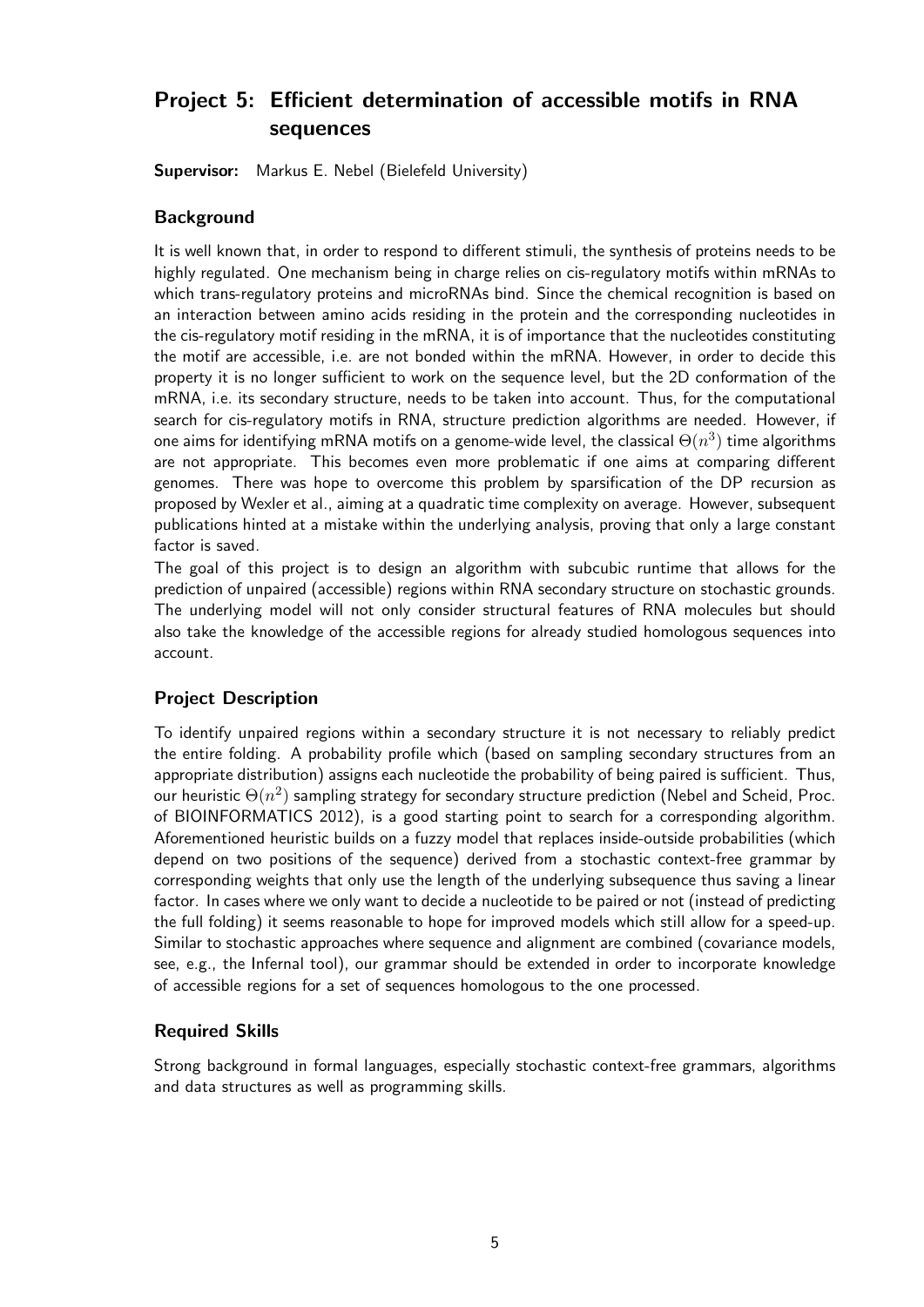## Project 5: Efficient determination of accessible motifs in RNA sequences

**Supervisor:** Markus E. Nebel (Bielefeld University)

### Background

It is well known that, in order to respond to different stimuli, the synthesis of proteins needs to be highly regulated. One mechanism being in charge relies on cis-regulatory motifs within mRNAs to which trans-regulatory proteins and microRNAs bind. Since the chemical recognition is based on an interaction between amino acids residing in the protein and the corresponding nucleotides in the cis-regulatory motif residing in the mRNA, it is of importance that the nucleotides constituting the motif are accessible, i.e. are not bonded within the mRNA. However, in order to decide this property it is no longer sufficient to work on the sequence level, but the 2D conformation of the mRNA, i.e. its secondary structure, needs to be taken into account. Thus, for the computational search for cis-regulatory motifs in RNA, structure prediction algorithms are needed. However, if one aims for identifying mRNA motifs on a genome-wide level, the classical $\Theta(n^3)$ time algorithms are not appropriate. This becomes even more problematic if one aims at comparing different genomes. There was hope to overcome this problem by sparsification of the DP recursion as proposed by Wexler et al., aiming at a quadratic time complexity on average. However, subsequent publications hinted at a mistake within the underlying analysis, proving that only a large constant factor is saved.

The goal of this project is to design an algorithm with subcubic runtime that allows for the prediction of unpaired (accessible) regions within RNA secondary structure on stochastic grounds. The underlying model will not only consider structural features of RNA molecules but should also take the knowledge of the accessible regions for already studied homologous sequences into account.

### Project Description

To identify unpaired regions within a secondary structure it is not necessary to reliably predict the entire folding. A probability profile which (based on sampling secondary structures from an appropriate distribution) assigns each nucleotide the probability of being paired is sufficient. Thus, our heuristic $\Theta(n^2)$ sampling strategy for secondary structure prediction (Nebel and Scheid, Proc. of BIOINFORMATICS 2012), is a good starting point to search for a corresponding algorithm. Aforementioned heuristic builds on a fuzzy model that replaces inside-outside probabilities (which depend on two positions of the sequence) derived from a stochastic context-free grammar by corresponding weights that only use the length of the underlying subsequence thus saving a linear factor. In cases where we only want to decide a nucleotide to be paired or not (instead of predicting the full folding) it seems reasonable to hope for improved models which still allow for a speed-up. Similar to stochastic approaches where sequence and alignment are combined (covariance models, see, e.g., the Infernal tool), our grammar should be extended in order to incorporate knowledge of accessible regions for a set of sequences homologous to the one processed.

### Required Skills

Strong background in formal languages, especially stochastic context-free grammars, algorithms and data structures as well as programming skills.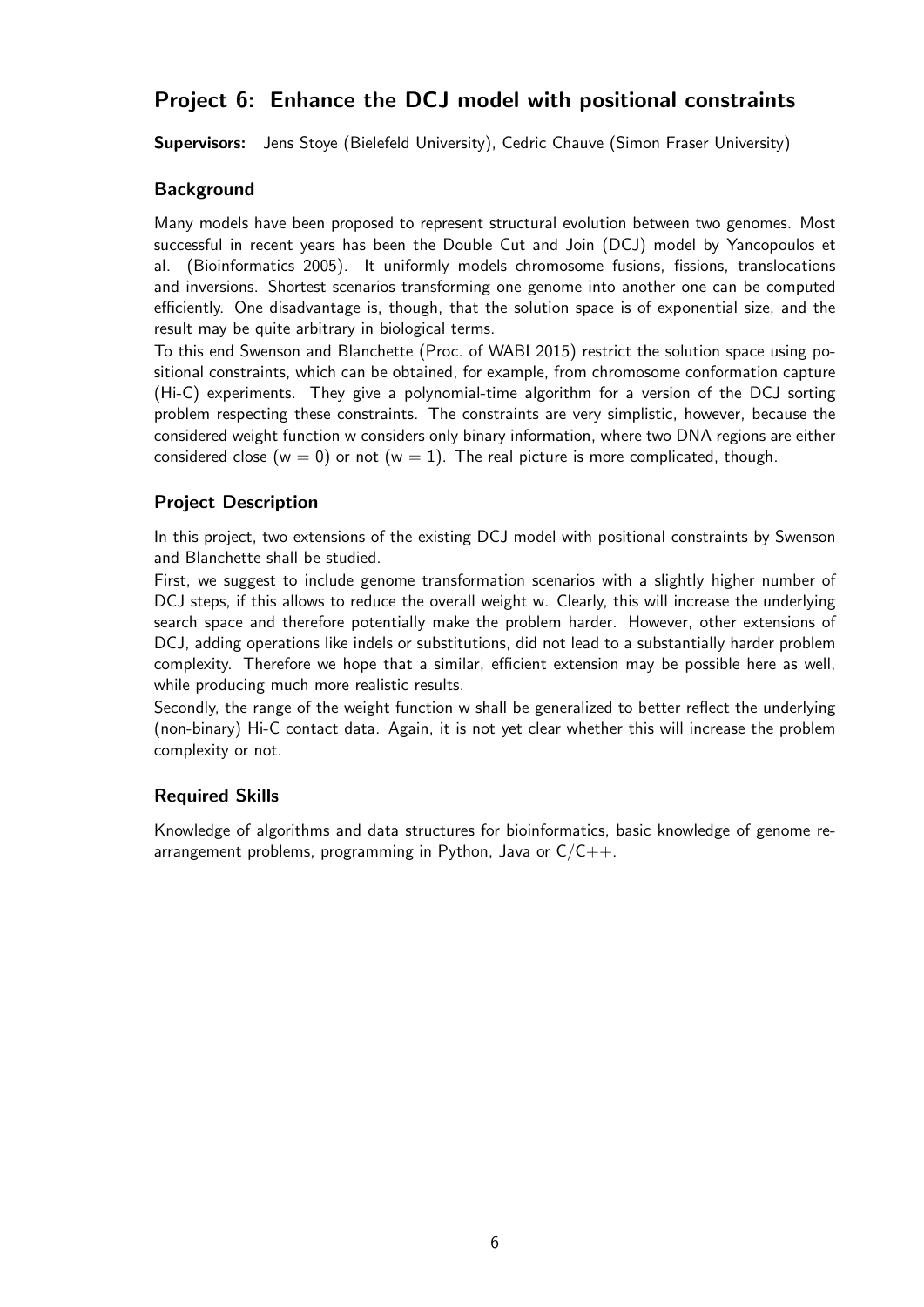## Project 6: Enhance the DCJ model with positional constraints

**Supervisors:** Jens Stoye (Bielefeld University), Cedric Chauve (Simon Fraser University)

### Background

Many models have been proposed to represent structural evolution between two genomes. Most successful in recent years has been the Double Cut and Join (DCJ) model by Yancopoulos et al. (Bioinformatics 2005). It uniformly models chromosome fusions, fissions, translocations and inversions. Shortest scenarios transforming one genome into another one can be computed efficiently. One disadvantage is, though, that the solution space is of exponential size, and the result may be quite arbitrary in biological terms.

To this end Swenson and Blanchette (Proc. of WABI 2015) restrict the solution space using positional constraints, which can be obtained, for example, from chromosome conformation capture (Hi-C) experiments. They give a polynomial-time algorithm for a version of the DCJ sorting problem respecting these constraints. The constraints are very simplistic, however, because the considered weight function w considers only binary information, where two DNA regions are either considered close ($w = 0$) or not ($w = 1$). The real picture is more complicated, though.

### Project Description

In this project, two extensions of the existing DCJ model with positional constraints by Swenson and Blanchette shall be studied.

First, we suggest to include genome transformation scenarios with a slightly higher number of DCJ steps, if this allows to reduce the overall weight w. Clearly, this will increase the underlying search space and therefore potentially make the problem harder. However, other extensions of DCJ, adding operations like indels or substitutions, did not lead to a substantially harder problem complexity. Therefore we hope that a similar, efficient extension may be possible here as well, while producing much more realistic results.

Secondly, the range of the weight function w shall be generalized to better reflect the underlying (non-binary) Hi-C contact data. Again, it is not yet clear whether this will increase the problem complexity or not.

### Required Skills

Knowledge of algorithms and data structures for bioinformatics, basic knowledge of genome rearrangement problems, programming in Python, Java or C/C++.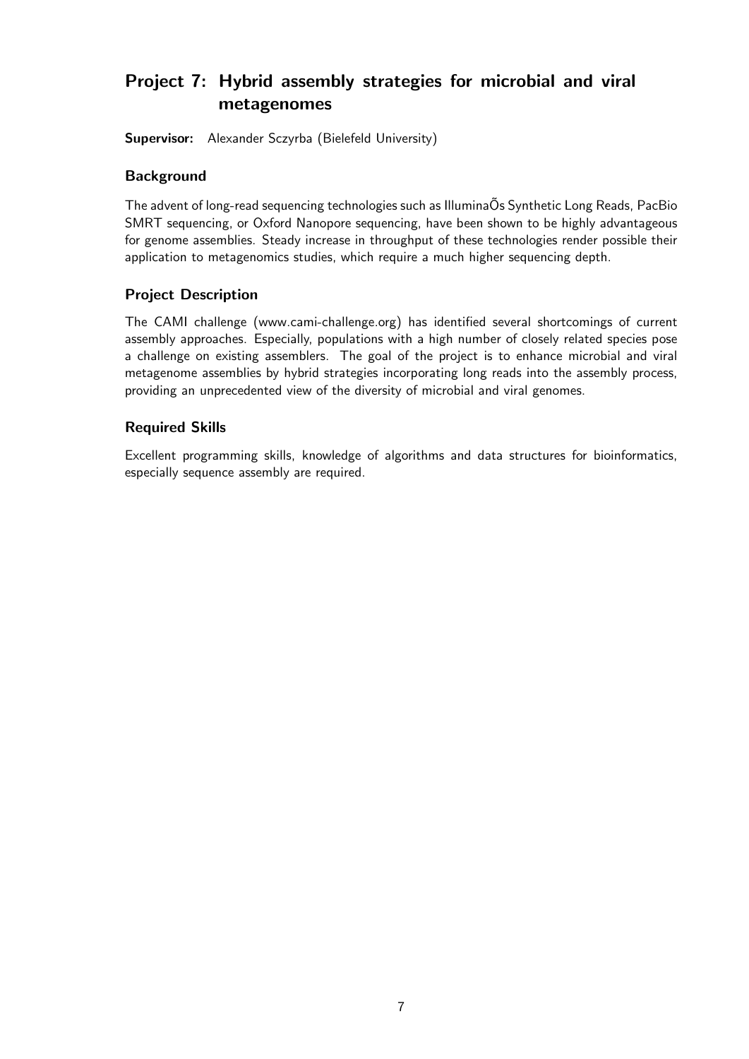## Project 7: Hybrid assembly strategies for microbial and viral metagenomes

**Supervisor:** Alexander Sczyrba (Bielefeld University)

### Background

The advent of long-read sequencing technologies such as IlluminaÕs Synthetic Long Reads, PacBio SMRT sequencing, or Oxford Nanopore sequencing, have been shown to be highly advantageous for genome assemblies. Steady increase in throughput of these technologies render possible their application to metagenomics studies, which require a much higher sequencing depth.

### Project Description

The CAMI challenge (www.cami-challenge.org) has identified several shortcomings of current assembly approaches. Especially, populations with a high number of closely related species pose a challenge on existing assemblers. The goal of the project is to enhance microbial and viral metagenome assemblies by hybrid strategies incorporating long reads into the assembly process, providing an unprecedented view of the diversity of microbial and viral genomes.

### Required Skills

Excellent programming skills, knowledge of algorithms and data structures for bioinformatics, especially sequence assembly are required.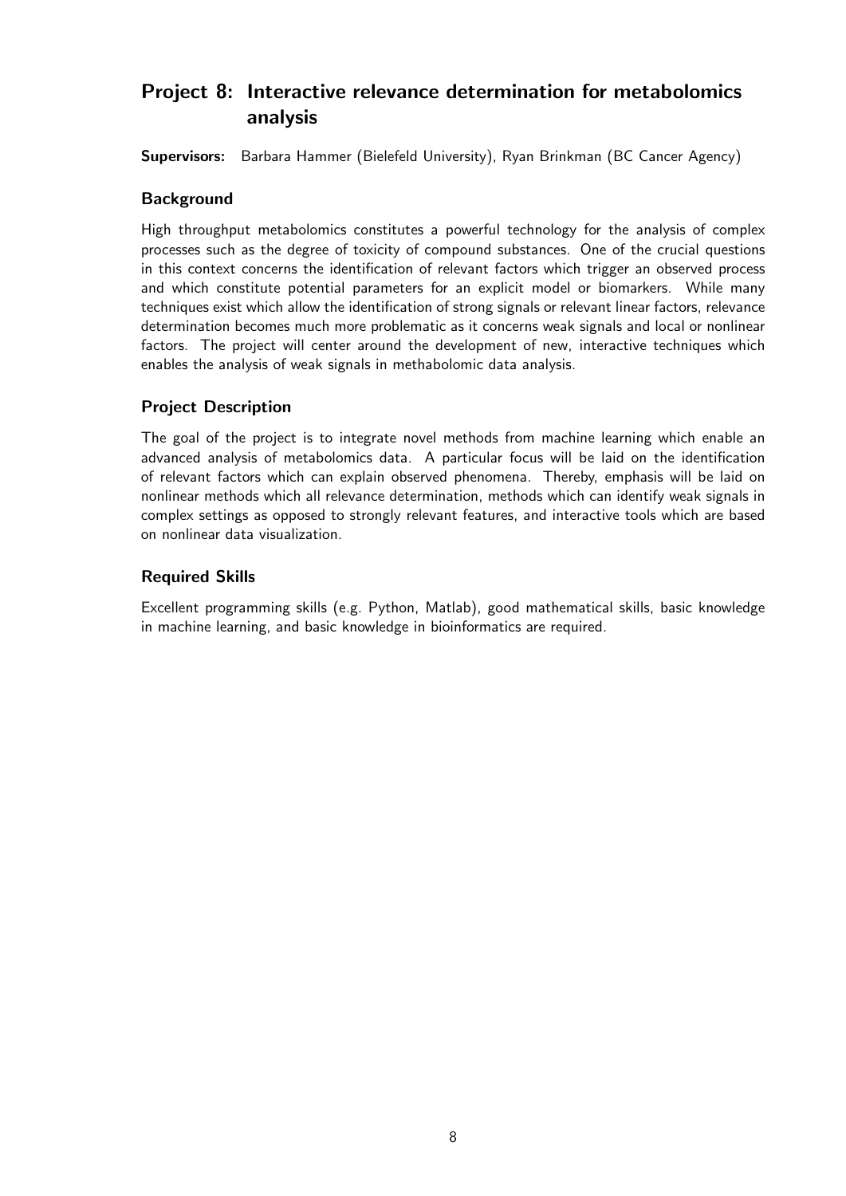## Project 8: Interactive relevance determination for metabolomics analysis

**Supervisors:** Barbara Hammer (Bielefeld University), Ryan Brinkman (BC Cancer Agency)

### Background

High throughput metabolomics constitutes a powerful technology for the analysis of complex processes such as the degree of toxicity of compound substances. One of the crucial questions in this context concerns the identification of relevant factors which trigger an observed process and which constitute potential parameters for an explicit model or biomarkers. While many techniques exist which allow the identification of strong signals or relevant linear factors, relevance determination becomes much more problematic as it concerns weak signals and local or nonlinear factors. The project will center around the development of new, interactive techniques which enables the analysis of weak signals in methabolomic data analysis.

### Project Description

The goal of the project is to integrate novel methods from machine learning which enable an advanced analysis of metabolomics data. A particular focus will be laid on the identification of relevant factors which can explain observed phenomena. Thereby, emphasis will be laid on nonlinear methods which all relevance determination, methods which can identify weak signals in complex settings as opposed to strongly relevant features, and interactive tools which are based on nonlinear data visualization.

### Required Skills

Excellent programming skills (e.g. Python, Matlab), good mathematical skills, basic knowledge in machine learning, and basic knowledge in bioinformatics are required.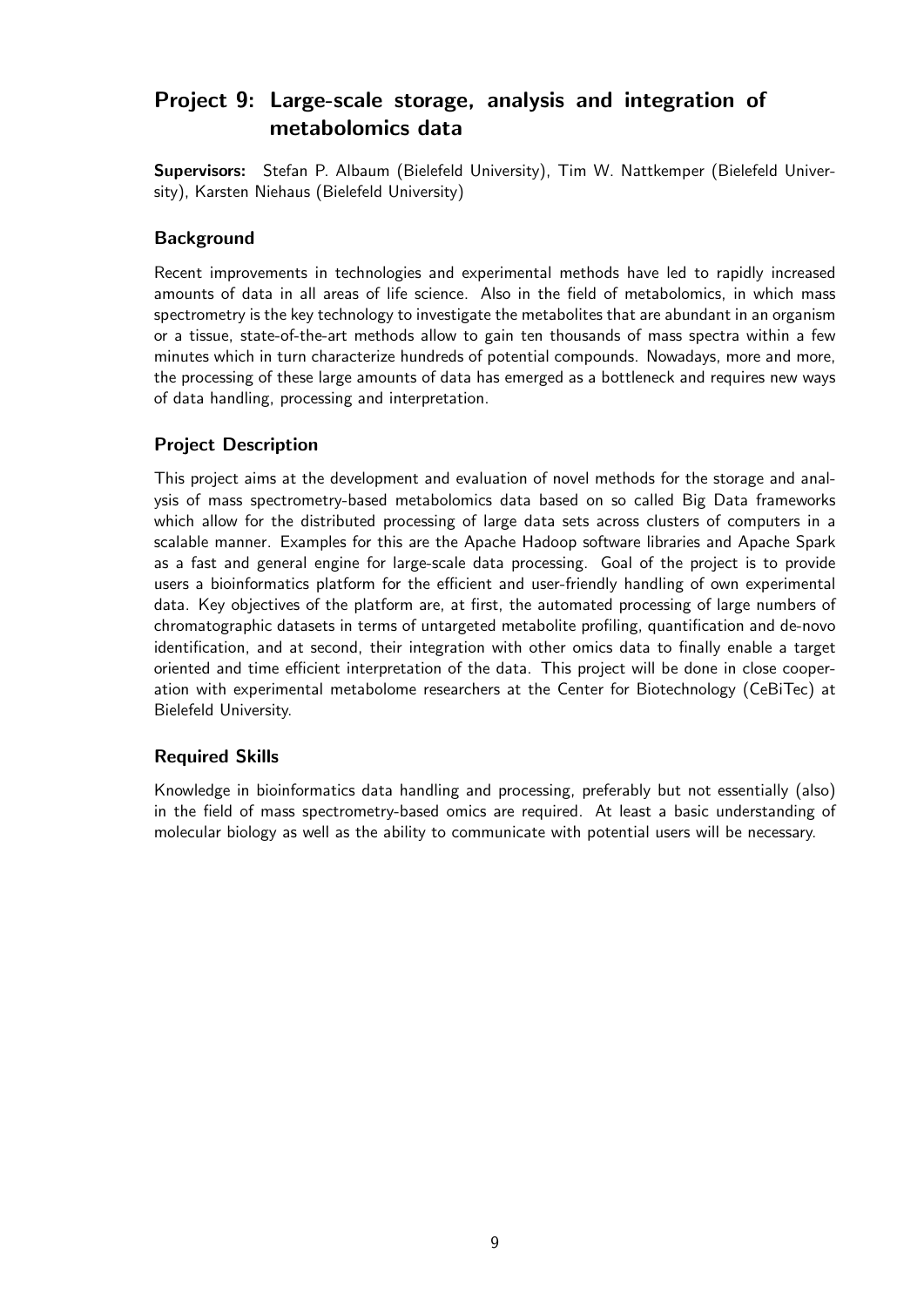## Project 9: Large-scale storage, analysis and integration of metabolomics data

**Supervisors:** Stefan P. Albaum (Bielefeld University), Tim W. Nattkemper (Bielefeld University), Karsten Niehaus (Bielefeld University)

### Background

Recent improvements in technologies and experimental methods have led to rapidly increased amounts of data in all areas of life science. Also in the field of metabolomics, in which mass spectrometry is the key technology to investigate the metabolites that are abundant in an organism or a tissue, state-of-the-art methods allow to gain ten thousands of mass spectra within a few minutes which in turn characterize hundreds of potential compounds. Nowadays, more and more, the processing of these large amounts of data has emerged as a bottleneck and requires new ways of data handling, processing and interpretation.

### Project Description

This project aims at the development and evaluation of novel methods for the storage and analysis of mass spectrometry-based metabolomics data based on so called Big Data frameworks which allow for the distributed processing of large data sets across clusters of computers in a scalable manner. Examples for this are the Apache Hadoop software libraries and Apache Spark as a fast and general engine for large-scale data processing. Goal of the project is to provide users a bioinformatics platform for the efficient and user-friendly handling of own experimental data. Key objectives of the platform are, at first, the automated processing of large numbers of chromatographic datasets in terms of untargeted metabolite profiling, quantification and de-novo identification, and at second, their integration with other omics data to finally enable a target oriented and time efficient interpretation of the data. This project will be done in close cooperation with experimental metabolome researchers at the Center for Biotechnology (CeBiTec) at Bielefeld University.

### Required Skills

Knowledge in bioinformatics data handling and processing, preferably but not essentially (also) in the field of mass spectrometry-based omics are required. At least a basic understanding of molecular biology as well as the ability to communicate with potential users will be necessary.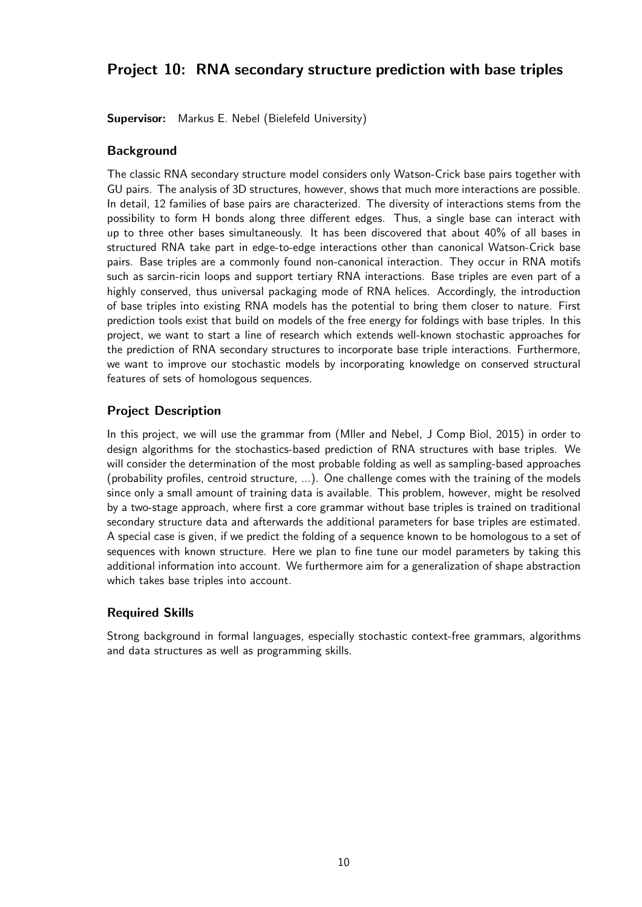## Project 10: RNA secondary structure prediction with base triples

**Supervisor:** Markus E. Nebel (Bielefeld University)

### Background

The classic RNA secondary structure model considers only Watson-Crick base pairs together with GU pairs. The analysis of 3D structures, however, shows that much more interactions are possible. In detail, 12 families of base pairs are characterized. The diversity of interactions stems from the possibility to form H bonds along three different edges. Thus, a single base can interact with up to three other bases simultaneously. It has been discovered that about 40% of all bases in structured RNA take part in edge-to-edge interactions other than canonical Watson-Crick base pairs. Base triples are a commonly found non-canonical interaction. They occur in RNA motifs such as sarcin-ricin loops and support tertiary RNA interactions. Base triples are even part of a highly conserved, thus universal packaging mode of RNA helices. Accordingly, the introduction of base triples into existing RNA models has the potential to bring them closer to nature. First prediction tools exist that build on models of the free energy for foldings with base triples. In this project, we want to start a line of research which extends well-known stochastic approaches for the prediction of RNA secondary structures to incorporate base triple interactions. Furthermore, we want to improve our stochastic models by incorporating knowledge on conserved structural features of sets of homologous sequences.

### Project Description

In this project, we will use the grammar from (Mller and Nebel, J Comp Biol, 2015) in order to design algorithms for the stochastics-based prediction of RNA structures with base triples. We will consider the determination of the most probable folding as well as sampling-based approaches (probability profiles, centroid structure, ...). One challenge comes with the training of the models since only a small amount of training data is available. This problem, however, might be resolved by a two-stage approach, where first a core grammar without base triples is trained on traditional secondary structure data and afterwards the additional parameters for base triples are estimated. A special case is given, if we predict the folding of a sequence known to be homologous to a set of sequences with known structure. Here we plan to fine tune our model parameters by taking this additional information into account. We furthermore aim for a generalization of shape abstraction which takes base triples into account.

### Required Skills

Strong background in formal languages, especially stochastic context-free grammars, algorithms and data structures as well as programming skills.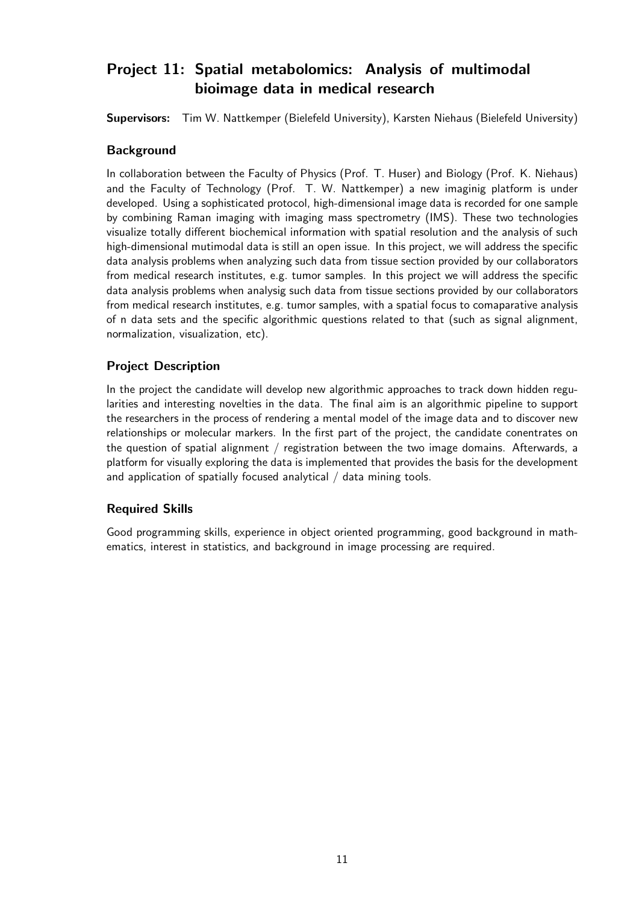## Project 11: Spatial metabolomics: Analysis of multimodal bioimage data in medical research

**Supervisors:** Tim W. Nattkemper (Bielefeld University), Karsten Niehaus (Bielefeld University)

### Background

In collaboration between the Faculty of Physics (Prof. T. Huser) and Biology (Prof. K. Niehaus) and the Faculty of Technology (Prof. T. W. Nattkemper) a new imaginig platform is under developed. Using a sophisticated protocol, high-dimensional image data is recorded for one sample by combining Raman imaging with imaging mass spectrometry (IMS). These two technologies visualize totally different biochemical information with spatial resolution and the analysis of such high-dimensional mutimodal data is still an open issue. In this project, we will address the specific data analysis problems when analyzing such data from tissue section provided by our collaborators from medical research institutes, e.g. tumor samples. In this project we will address the specific data analysis problems when analysig such data from tissue sections provided by our collaborators from medical research institutes, e.g. tumor samples, with a spatial focus to comaparative analysis of n data sets and the specific algorithmic questions related to that (such as signal alignment, normalization, visualization, etc).

### Project Description

In the project the candidate will develop new algorithmic approaches to track down hidden regularities and interesting novelties in the data. The final aim is an algorithmic pipeline to support the researchers in the process of rendering a mental model of the image data and to discover new relationships or molecular markers. In the first part of the project, the candidate conentrates on the question of spatial alignment / registration between the two image domains. Afterwards, a platform for visually exploring the data is implemented that provides the basis for the development and application of spatially focused analytical / data mining tools.

### Required Skills

Good programming skills, experience in object oriented programming, good background in mathematics, interest in statistics, and background in image processing are required.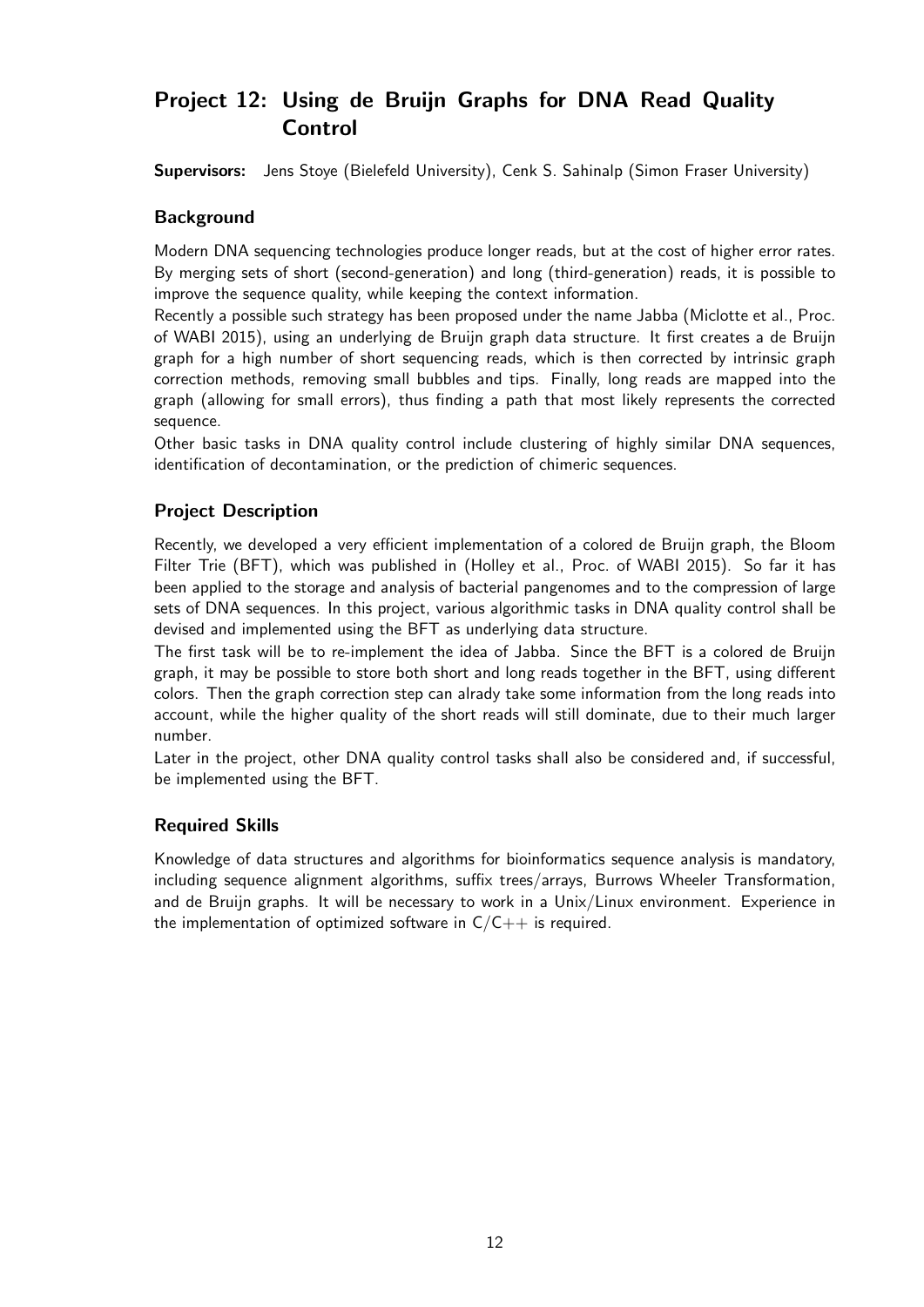## Project 12: Using de Bruijn Graphs for DNA Read Quality Control

**Supervisors:** Jens Stoye (Bielefeld University), Cenk S. Sahinalp (Simon Fraser University)

### Background

Modern DNA sequencing technologies produce longer reads, but at the cost of higher error rates. By merging sets of short (second-generation) and long (third-generation) reads, it is possible to improve the sequence quality, while keeping the context information.

Recently a possible such strategy has been proposed under the name Jabba (Miclotte et al., Proc. of WABI 2015), using an underlying de Bruijn graph data structure. It first creates a de Bruijn graph for a high number of short sequencing reads, which is then corrected by intrinsic graph correction methods, removing small bubbles and tips. Finally, long reads are mapped into the graph (allowing for small errors), thus finding a path that most likely represents the corrected sequence.

Other basic tasks in DNA quality control include clustering of highly similar DNA sequences, identification of decontamination, or the prediction of chimeric sequences.

### Project Description

Recently, we developed a very efficient implementation of a colored de Bruijn graph, the Bloom Filter Trie (BFT), which was published in (Holley et al., Proc. of WABI 2015). So far it has been applied to the storage and analysis of bacterial pangenomes and to the compression of large sets of DNA sequences. In this project, various algorithmic tasks in DNA quality control shall be devised and implemented using the BFT as underlying data structure.

The first task will be to re-implement the idea of Jabba. Since the BFT is a colored de Bruijn graph, it may be possible to store both short and long reads together in the BFT, using different colors. Then the graph correction step can alrady take some information from the long reads into account, while the higher quality of the short reads will still dominate, due to their much larger number.

Later in the project, other DNA quality control tasks shall also be considered and, if successful, be implemented using the BFT.

### Required Skills

Knowledge of data structures and algorithms for bioinformatics sequence analysis is mandatory, including sequence alignment algorithms, suffix trees/arrays, Burrows Wheeler Transformation, and de Bruijn graphs. It will be necessary to work in a Unix/Linux environment. Experience in the implementation of optimized software in C/C++ is required.